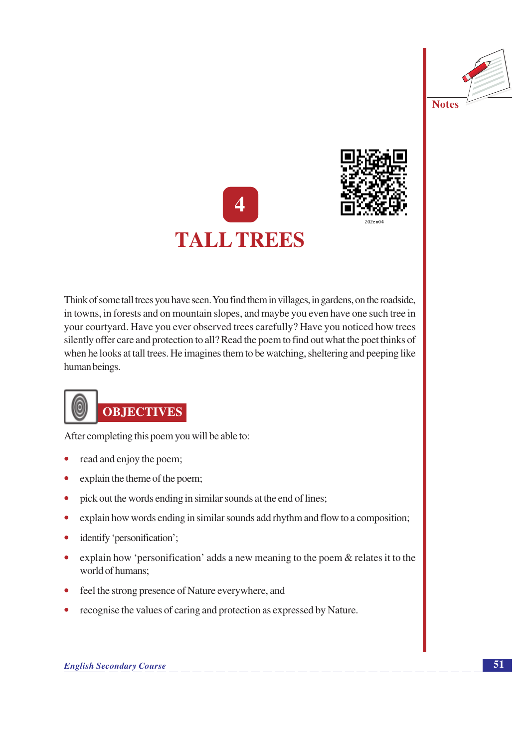# 4

# TALL TREES

Think of some tall trees you have seen. You find them in villages, in gardens, on the roadside, in towns, in forests and on mountain slopes, and maybe you even have one such tree in your courtyard. Have you ever observed trees carefully? Have you noticed how trees silently offer care and protection to all? Read the poem to find out what the poet thinks of when he looks at tall trees. He imagines them to be watching, sheltering and peeping like human beings.

## OBJECTIVES

After completing this poem you will be able to:

- read and enjoy the poem;
- explain the theme of the poem;
- pick out the words ending in similar sounds at the end of lines;
- explain how words ending in similar sounds add rhythm and flow to a composition;
- identify 'personification';
- explain how 'personification' adds a new meaning to the poem & relates it to the world of humans;
- feel the strong presence of Nature everywhere, and
- recognise the values of caring and protection as expressed by Nature.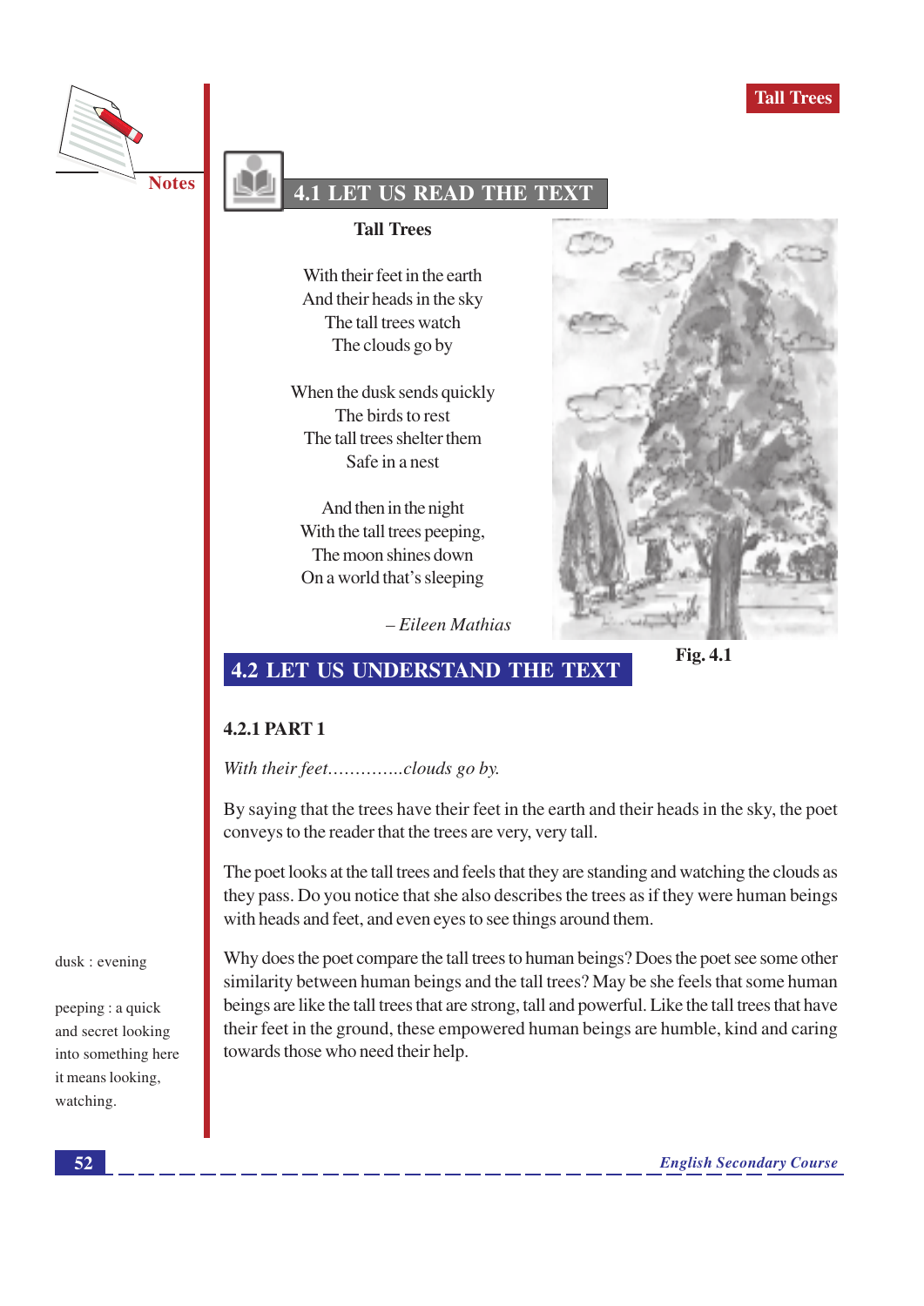## 4.1 LET US READ THE TEXT

**Tall Trees**

With their feet in the earth
And their heads in the sky
The tall trees watch
The clouds go by

When the dusk sends quickly
The birds to rest
The tall trees shelter them
Safe in a nest

And then in the night
With the tall trees peeping,
The moon shines down
On a world that's sleeping

*– Eileen Mathias*

Fig. 4.1

## 4.2 LET US UNDERSTAND THE TEXT

### 4.2.1 PART 1

*With their feet..............clouds go by.*

By saying that the trees have their feet in the earth and their heads in the sky, the poet conveys to the reader that the trees are very, very tall.

The poet looks at the tall trees and feels that they are standing and watching the clouds as they pass. Do you notice that she also describes the trees as if they were human beings with heads and feet, and even eyes to see things around them.

Why does the poet compare the tall trees to human beings? Does the poet see some other similarity between human beings and the tall trees? May be she feels that some human beings are like the tall trees that are strong, tall and powerful. Like the tall trees that have their feet in the ground, these empowered human beings are humble, kind and caring towards those who need their help.

dusk : evening

peeping : a quick and secret looking into something here it means looking, watching.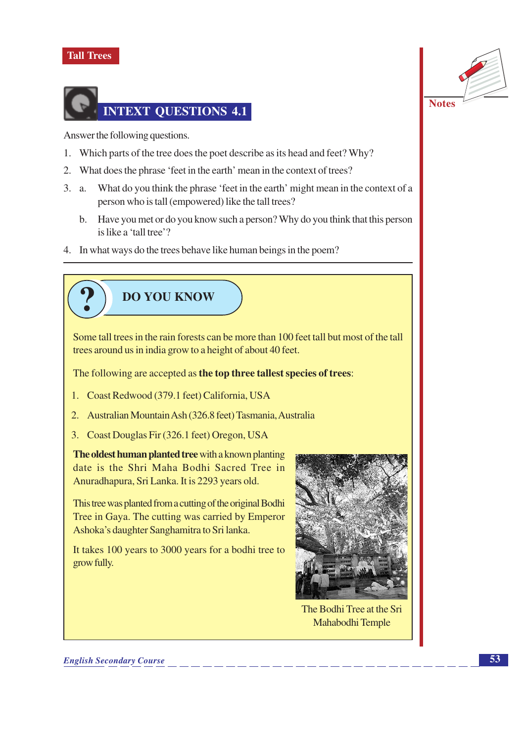## INTEXT QUESTIONS 4.1

Answer the following questions.

1. Which parts of the tree does the poet describe as its head and feet? Why?
2. What does the phrase 'feet in the earth' mean in the context of trees?
3. a. What do you think the phrase 'feet in the earth' might mean in the context of a person who is tall (empowered) like the tall trees?

   b. Have you met or do you know such a person? Why do you think that this person is like a 'tall tree'?
4. In what ways do the trees behave like human beings in the poem?

## DO YOU KNOW

Some tall trees in the rain forests can be more than 100 feet tall but most of the tall trees around us in india grow to a height of about 40 feet.

The following are accepted as **the top three tallest species of trees**:

1. Coast Redwood (379.1 feet) California, USA
2. Australian Mountain Ash (326.8 feet) Tasmania, Australia
3. Coast Douglas Fir (326.1 feet) Oregon, USA

**The oldest human planted tree** with a known planting date is the Shri Maha Bodhi Sacred Tree in Anuradhapura, Sri Lanka. It is 2293 years old.

This tree was planted from a cutting of the original Bodhi Tree in Gaya. The cutting was carried by Emperor Ashoka's daughter Sanghamitra to Sri lanka.

It takes 100 years to 3000 years for a bodhi tree to grow fully.

The Bodhi Tree at the Sri Mahabodhi Temple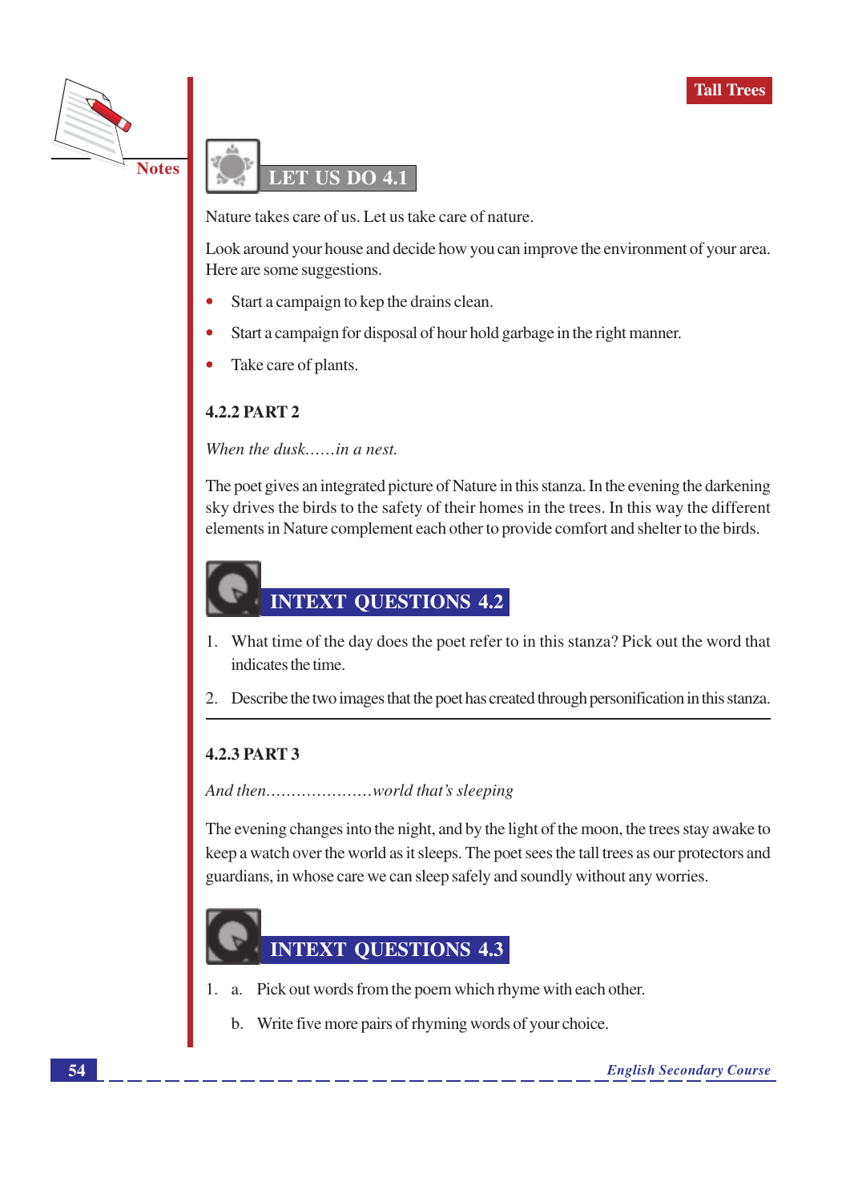## LET US DO 4.1

Nature takes care of us. Let us take care of nature.

Look around your house and decide how you can improve the environment of your area. Here are some suggestions.

- Start a campaign to kep the drains clean.
- Start a campaign for disposal of hour hold garbage in the right manner.
- Take care of plants.

### 4.2.2 PART 2

*When the dusk……in a nest.*

The poet gives an integrated picture of Nature in this stanza. In the evening the darkening sky drives the birds to the safety of their homes in the trees. In this way the different elements in Nature complement each other to provide comfort and shelter to the birds.

## INTEXT QUESTIONS 4.2

1. What time of the day does the poet refer to in this stanza? Pick out the word that indicates the time.
2. Describe the two images that the poet has created through personification in this stanza.

---

### 4.2.3 PART 3

*And then…………………world that's sleeping*

The evening changes into the night, and by the light of the moon, the trees stay awake to keep a watch over the world as it sleeps. The poet sees the tall trees as our protectors and guardians, in whose care we can sleep safely and soundly without any worries.

## INTEXT QUESTIONS 4.3

1. a. Pick out words from the poem which rhyme with each other.

   b. Write five more pairs of rhyming words of your choice.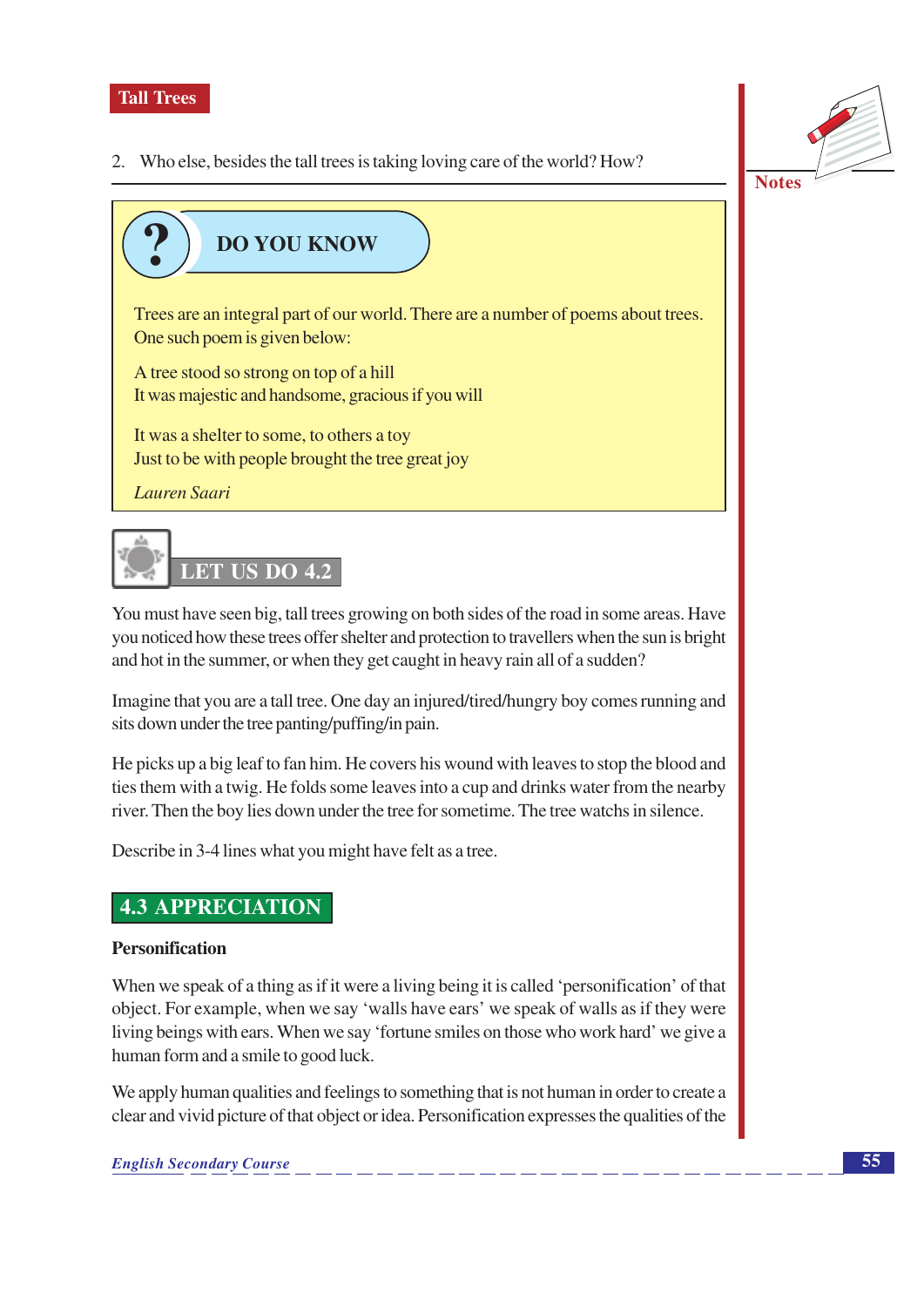2. Who else, besides the tall trees is taking loving care of the world? How?

---

## DO YOU KNOW

Trees are an integral part of our world. There are a number of poems about trees. One such poem is given below:

A tree stood so strong on top of a hill
It was majestic and handsome, gracious if you will

It was a shelter to some, to others a toy
Just to be with people brought the tree great joy

*Lauren Saari*

## LET US DO 4.2

You must have seen big, tall trees growing on both sides of the road in some areas. Have you noticed how these trees offer shelter and protection to travellers when the sun is bright and hot in the summer, or when they get caught in heavy rain all of a sudden?

Imagine that you are a tall tree. One day an injured/tired/hungry boy comes running and sits down under the tree panting/puffing/in pain.

He picks up a big leaf to fan him. He covers his wound with leaves to stop the blood and ties them with a twig. He folds some leaves into a cup and drinks water from the nearby river. Then the boy lies down under the tree for sometime. The tree watchs in silence.

Describe in 3-4 lines what you might have felt as a tree.

## 4.3 APPRECIATION

### Personification

When we speak of a thing as if it were a living being it is called 'personification' of that object. For example, when we say 'walls have ears' we speak of walls as if they were living beings with ears. When we say 'fortune smiles on those who work hard' we give a human form and a smile to good luck.

We apply human qualities and feelings to something that is not human in order to create a clear and vivid picture of that object or idea. Personification expresses the qualities of the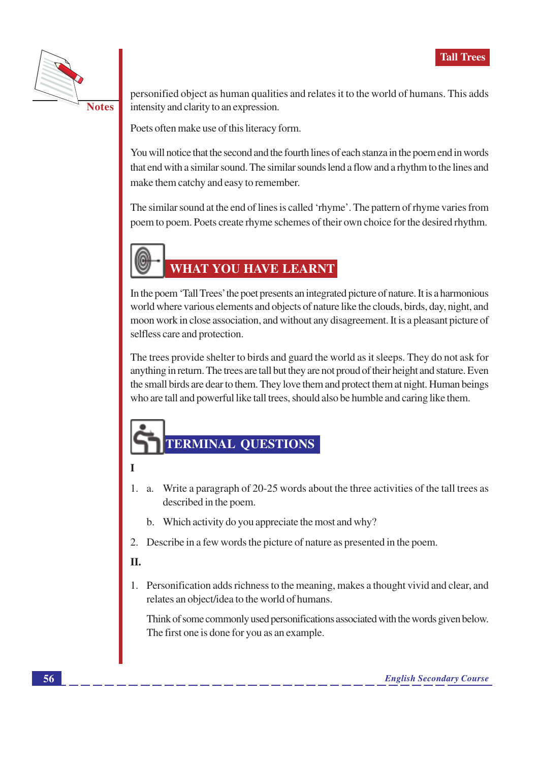personified object as human qualities and relates it to the world of humans. This adds intensity and clarity to an expression.

Poets often make use of this literacy form.

You will notice that the second and the fourth lines of each stanza in the poem end in words that end with a similar sound. The similar sounds lend a flow and a rhythm to the lines and make them catchy and easy to remember.

The similar sound at the end of lines is called 'rhyme'. The pattern of rhyme varies from poem to poem. Poets create rhyme schemes of their own choice for the desired rhythm.

## WHAT YOU HAVE LEARNT

In the poem 'Tall Trees' the poet presents an integrated picture of nature. It is a harmonious world where various elements and objects of nature like the clouds, birds, day, night, and moon work in close association, and without any disagreement. It is a pleasant picture of selfless care and protection.

The trees provide shelter to birds and guard the world as it sleeps. They do not ask for anything in return. The trees are tall but they are not proud of their height and stature. Even the small birds are dear to them. They love them and protect them at night. Human beings who are tall and powerful like tall trees, should also be humble and caring like them.

## TERMINAL QUESTIONS

**I**

1. a. Write a paragraph of 20-25 words about the three activities of the tall trees as described in the poem.

   b. Which activity do you appreciate the most and why?

2. Describe in a few words the picture of nature as presented in the poem.

**II.**

1. Personification adds richness to the meaning, makes a thought vivid and clear, and relates an object/idea to the world of humans.

   Think of some commonly used personifications associated with the words given below. The first one is done for you as an example.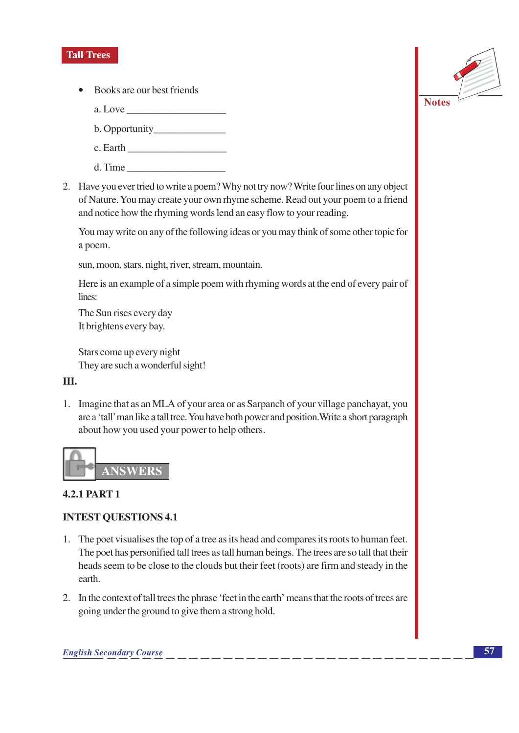- Books are our best friends

  a. Love ___________________

  b. Opportunity______________

  c. Earth ___________________

  d. Time ___________________

2. Have you ever tried to write a poem? Why not try now? Write four lines on any object of Nature. You may create your own rhyme scheme. Read out your poem to a friend and notice how the rhyming words lend an easy flow to your reading.

   You may write on any of the following ideas or you may think of some other topic for a poem.

   sun, moon, stars, night, river, stream, mountain.

   Here is an example of a simple poem with rhyming words at the end of every pair of lines:

   The Sun rises every day
   It brightens every bay.

   Stars come up every night
   They are such a wonderful sight!

**III.**

1. Imagine that as an MLA of your area or as Sarpanch of your village panchayat, you are a 'tall' man like a tall tree. You have both power and position. Write a short paragraph about how you used your power to help others.

## ANSWERS

**4.2.1 PART 1**

**INTEST QUESTIONS 4.1**

1. The poet visualises the top of a tree as its head and compares its roots to human feet. The poet has personified tall trees as tall human beings. The trees are so tall that their heads seem to be close to the clouds but their feet (roots) are firm and steady in the earth.

2. In the context of tall trees the phrase 'feet in the earth' means that the roots of trees are going under the ground to give them a strong hold.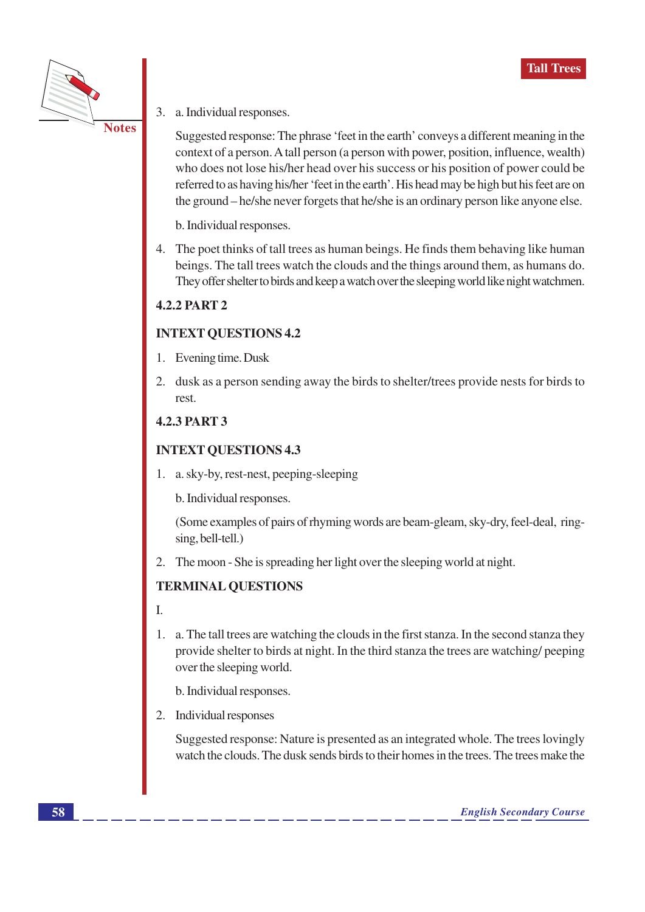3. a. Individual responses.

   Suggested response: The phrase 'feet in the earth' conveys a different meaning in the context of a person. A tall person (a person with power, position, influence, wealth) who does not lose his/her head over his success or his position of power could be referred to as having his/her 'feet in the earth'. His head may be high but his feet are on the ground – he/she never forgets that he/she is an ordinary person like anyone else.

   b. Individual responses.

4. The poet thinks of tall trees as human beings. He finds them behaving like human beings. The tall trees watch the clouds and the things around them, as humans do. They offer shelter to birds and keep a watch over the sleeping world like night watchmen.

### 4.2.2 PART 2

### INTEXT QUESTIONS 4.2

1. Evening time. Dusk
2. dusk as a person sending away the birds to shelter/trees provide nests for birds to rest.

### 4.2.3 PART 3

### INTEXT QUESTIONS 4.3

1. a. sky-by, rest-nest, peeping-sleeping

   b. Individual responses.

   (Some examples of pairs of rhyming words are beam-gleam, sky-dry, feel-deal, ring-sing, bell-tell.)

2. The moon - She is spreading her light over the sleeping world at night.

### TERMINAL QUESTIONS

I.

1. a. The tall trees are watching the clouds in the first stanza. In the second stanza they provide shelter to birds at night. In the third stanza the trees are watching/ peeping over the sleeping world.

   b. Individual responses.

2. Individual responses

   Suggested response: Nature is presented as an integrated whole. The trees lovingly watch the clouds. The dusk sends birds to their homes in the trees. The trees make the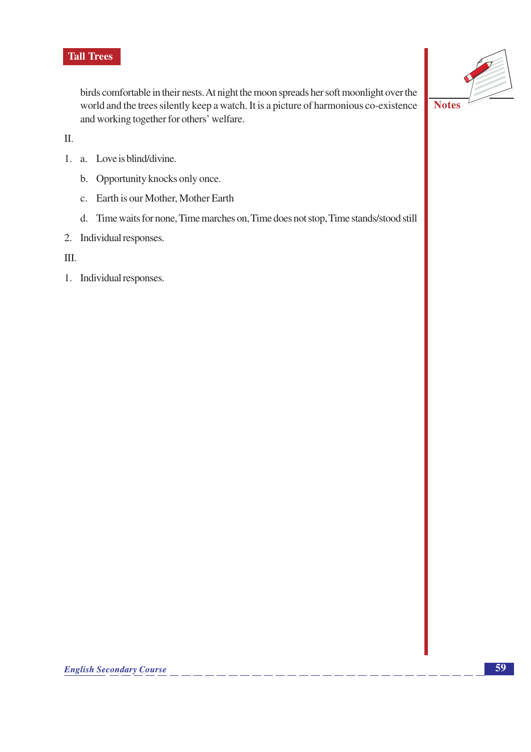birds comfortable in their nests. At night the moon spreads her soft moonlight over the world and the trees silently keep a watch. It is a picture of harmonious co-existence and working together for others' welfare.

II.

1. a. Love is blind/divine.

   b. Opportunity knocks only once.

   c. Earth is our Mother, Mother Earth

   d. Time waits for none, Time marches on, Time does not stop, Time stands/stood still

2. Individual responses.

III.

1. Individual responses.